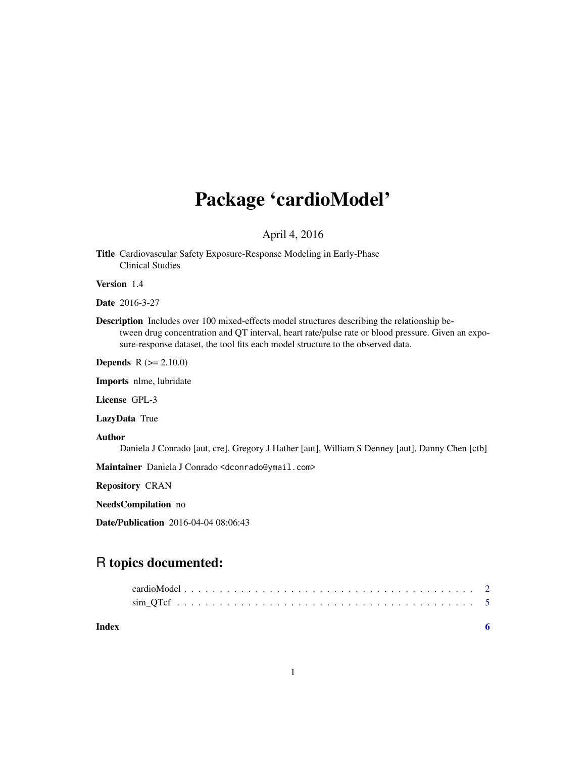# Package 'cardioModel'

April 4, 2016

**Title** Cardiovascular Safety Exposure-Response Modeling in Early-Phase Clinical Studies

**Version** 1.4

**Date** 2016-3-27

**Description** Includes over 100 mixed-effects model structures describing the relationship between drug concentration and QT interval, heart rate/pulse rate or blood pressure. Given an exposure-response dataset, the tool fits each model structure to the observed data.

**Depends** R (>= 2.10.0)

**Imports** nlme, lubridate

**License** GPL-3

**LazyData** True

**Author** Daniela J Conrado [aut, cre], Gregory J Hather [aut], William S Denney [aut], Danny Chen [ctb]

**Maintainer** Daniela J Conrado <dconrado@ymail.com>

**Repository** CRAN

**NeedsCompilation** no

**Date/Publication** 2016-04-04 08:06:43

## R topics documented:

cardioModel . . . . . . . . . . . . . . . . . . . . . . . . . . . . . . . . . . . . . . . 2
sim_QTcf . . . . . . . . . . . . . . . . . . . . . . . . . . . . . . . . . . . . . . . . 5

**Index** **6**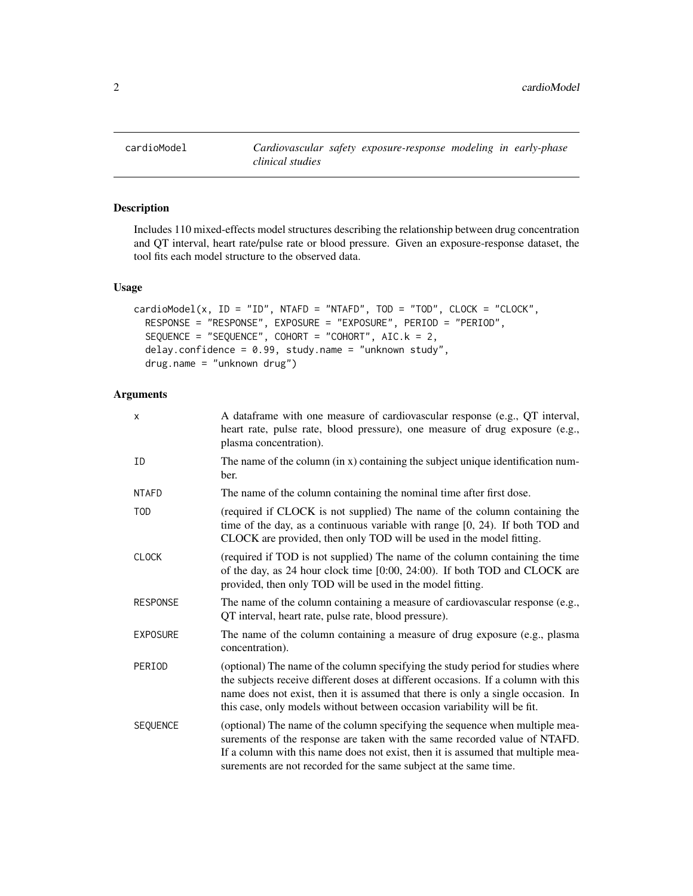# cardioModel

*Cardiovascular safety exposure-response modeling in early-phase clinical studies*

## Description

Includes 110 mixed-effects model structures describing the relationship between drug concentration and QT interval, heart rate/pulse rate or blood pressure. Given an exposure-response dataset, the tool fits each model structure to the observed data.

## Usage

```
cardioModel(x, ID = "ID", NTAFD = "NTAFD", TOD = "TOD", CLOCK = "CLOCK",
  RESPONSE = "RESPONSE", EXPOSURE = "EXPOSURE", PERIOD = "PERIOD",
  SEQUENCE = "SEQUENCE", COHORT = "COHORT", AIC.k = 2,
  delay.confidence = 0.99, study.name = "unknown study",
  drug.name = "unknown drug")
```

## Arguments

| | |
|---|---|
| `x` | A dataframe with one measure of cardiovascular response (e.g., QT interval, heart rate, pulse rate, blood pressure), one measure of drug exposure (e.g., plasma concentration). |
| `ID` | The name of the column (in x) containing the subject unique identification number. |
| `NTAFD` | The name of the column containing the nominal time after first dose. |
| `TOD` | (required if CLOCK is not supplied) The name of the column containing the time of the day, as a continuous variable with range [0, 24). If both TOD and CLOCK are provided, then only TOD will be used in the model fitting. |
| `CLOCK` | (required if TOD is not supplied) The name of the column containing the time of the day, as 24 hour clock time [0:00, 24:00). If both TOD and CLOCK are provided, then only TOD will be used in the model fitting. |
| `RESPONSE` | The name of the column containing a measure of cardiovascular response (e.g., QT interval, heart rate, pulse rate, blood pressure). |
| `EXPOSURE` | The name of the column containing a measure of drug exposure (e.g., plasma concentration). |
| `PERIOD` | (optional) The name of the column specifying the study period for studies where the subjects receive different doses at different occasions. If a column with this name does not exist, then it is assumed that there is only a single occasion. In this case, only models without between occasion variability will be fit. |
| `SEQUENCE` | (optional) The name of the column specifying the sequence when multiple measurements of the response are taken with the same recorded value of NTAFD. If a column with this name does not exist, then it is assumed that multiple measurements are not recorded for the same subject at the same time. |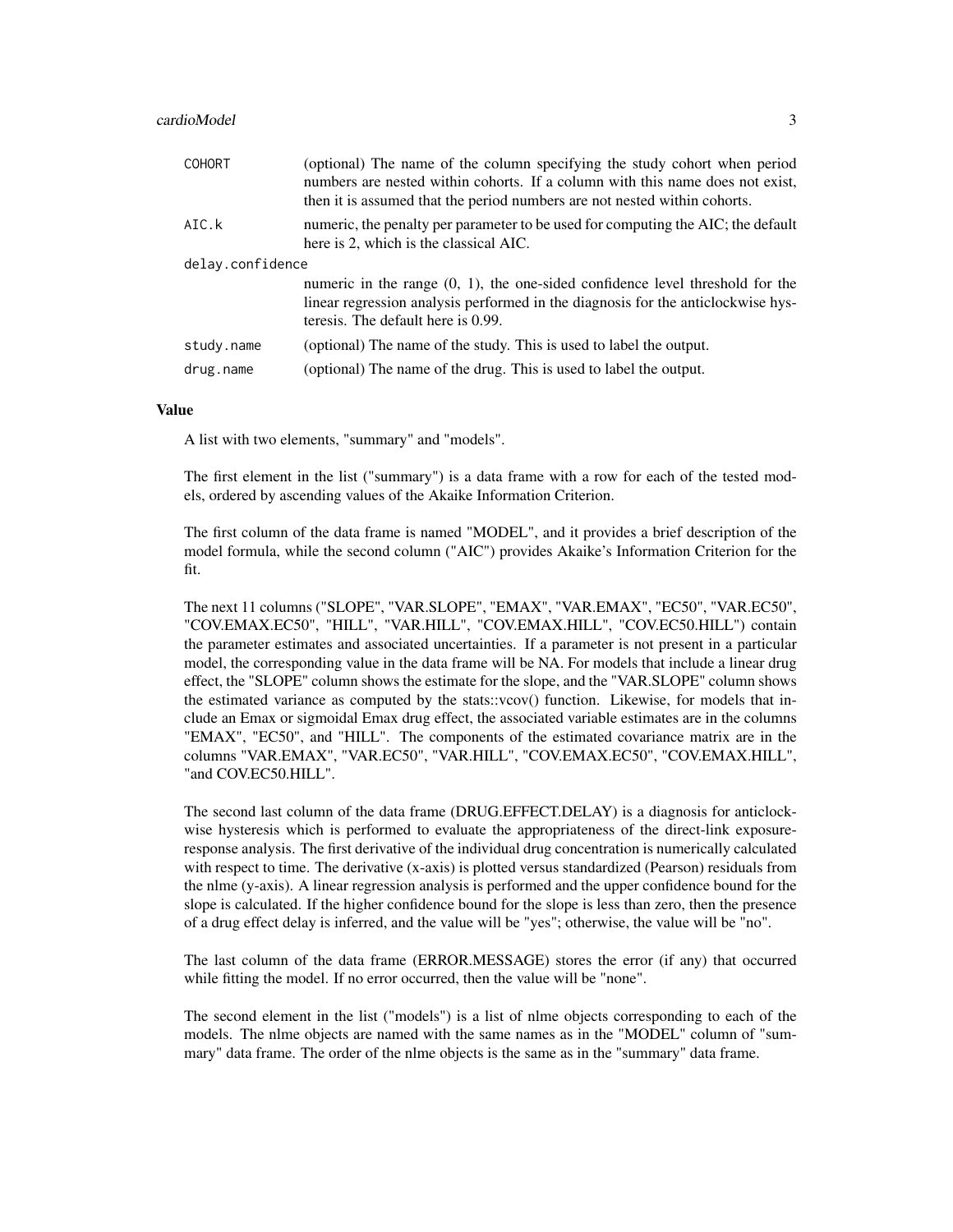| | |
|---|---|
| COHORT | (optional) The name of the column specifying the study cohort when period numbers are nested within cohorts. If a column with this name does not exist, then it is assumed that the period numbers are not nested within cohorts. |
| AIC.k | numeric, the penalty per parameter to be used for computing the AIC; the default here is 2, which is the classical AIC. |
| delay.confidence | numeric in the range (0, 1), the one-sided confidence level threshold for the linear regression analysis performed in the diagnosis for the anticlockwise hysteresis. The default here is 0.99. |
| study.name | (optional) The name of the study. This is used to label the output. |
| drug.name | (optional) The name of the drug. This is used to label the output. |

### Value

A list with two elements, "summary" and "models".

The first element in the list ("summary") is a data frame with a row for each of the tested models, ordered by ascending values of the Akaike Information Criterion.

The first column of the data frame is named "MODEL", and it provides a brief description of the model formula, while the second column ("AIC") provides Akaike's Information Criterion for the fit.

The next 11 columns ("SLOPE", "VAR.SLOPE", "EMAX", "VAR.EMAX", "EC50", "VAR.EC50", "COV.EMAX.EC50", "HILL", "VAR.HILL", "COV.EMAX.HILL", "COV.EC50.HILL") contain the parameter estimates and associated uncertainties. If a parameter is not present in a particular model, the corresponding value in the data frame will be NA. For models that include a linear drug effect, the "SLOPE" column shows the estimate for the slope, and the "VAR.SLOPE" column shows the estimated variance as computed by the stats::vcov() function. Likewise, for models that include an Emax or sigmoidal Emax drug effect, the associated variable estimates are in the columns "EMAX", "EC50", and "HILL". The components of the estimated covariance matrix are in the columns "VAR.EMAX", "VAR.EC50", "VAR.HILL", "COV.EMAX.EC50", "COV.EMAX.HILL", "and COV.EC50.HILL".

The second last column of the data frame (DRUG.EFFECT.DELAY) is a diagnosis for anticlockwise hysteresis which is performed to evaluate the appropriateness of the direct-link exposure-response analysis. The first derivative of the individual drug concentration is numerically calculated with respect to time. The derivative (x-axis) is plotted versus standardized (Pearson) residuals from the nlme (y-axis). A linear regression analysis is performed and the upper confidence bound for the slope is calculated. If the higher confidence bound for the slope is less than zero, then the presence of a drug effect delay is inferred, and the value will be "yes"; otherwise, the value will be "no".

The last column of the data frame (ERROR.MESSAGE) stores the error (if any) that occurred while fitting the model. If no error occurred, then the value will be "none".

The second element in the list ("models") is a list of nlme objects corresponding to each of the models. The nlme objects are named with the same names as in the "MODEL" column of "summary" data frame. The order of the nlme objects is the same as in the "summary" data frame.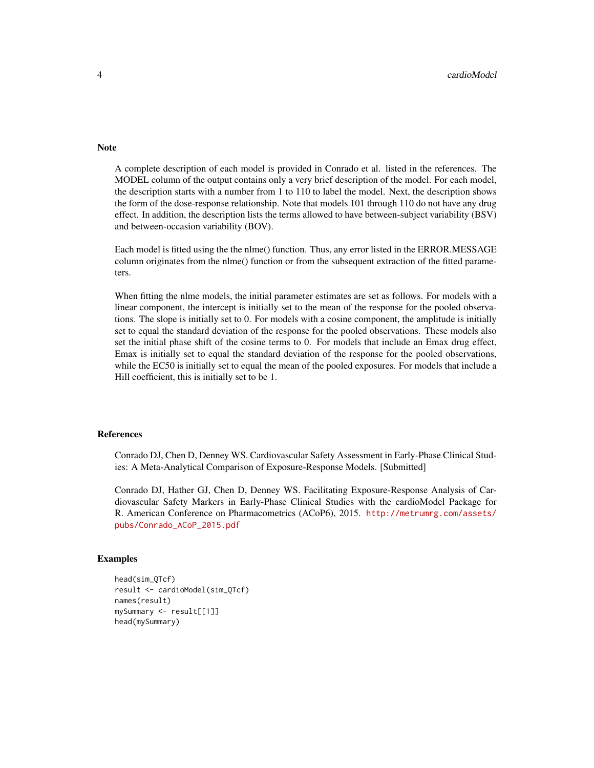## Note

A complete description of each model is provided in Conrado et al. listed in the references. The MODEL column of the output contains only a very brief description of the model. For each model, the description starts with a number from 1 to 110 to label the model. Next, the description shows the form of the dose-response relationship. Note that models 101 through 110 do not have any drug effect. In addition, the description lists the terms allowed to have between-subject variability (BSV) and between-occasion variability (BOV).

Each model is fitted using the the nlme() function. Thus, any error listed in the ERROR.MESSAGE column originates from the nlme() function or from the subsequent extraction of the fitted parameters.

When fitting the nlme models, the initial parameter estimates are set as follows. For models with a linear component, the intercept is initially set to the mean of the response for the pooled observations. The slope is initially set to 0. For models with a cosine component, the amplitude is initially set to equal the standard deviation of the response for the pooled observations. These models also set the initial phase shift of the cosine terms to 0. For models that include an Emax drug effect, Emax is initially set to equal the standard deviation of the response for the pooled observations, while the EC50 is initially set to equal the mean of the pooled exposures. For models that include a Hill coefficient, this is initially set to be 1.

## References

Conrado DJ, Chen D, Denney WS. Cardiovascular Safety Assessment in Early-Phase Clinical Studies: A Meta-Analytical Comparison of Exposure-Response Models. [Submitted]

Conrado DJ, Hather GJ, Chen D, Denney WS. Facilitating Exposure-Response Analysis of Cardiovascular Safety Markers in Early-Phase Clinical Studies with the cardioModel Package for R. American Conference on Pharmacometrics (ACoP6), 2015. http://metrumrg.com/assets/pubs/Conrado_ACoP_2015.pdf

## Examples

```
head(sim_QTcf)
result <- cardioModel(sim_QTcf)
names(result)
mySummary <- result[[1]]
head(mySummary)
```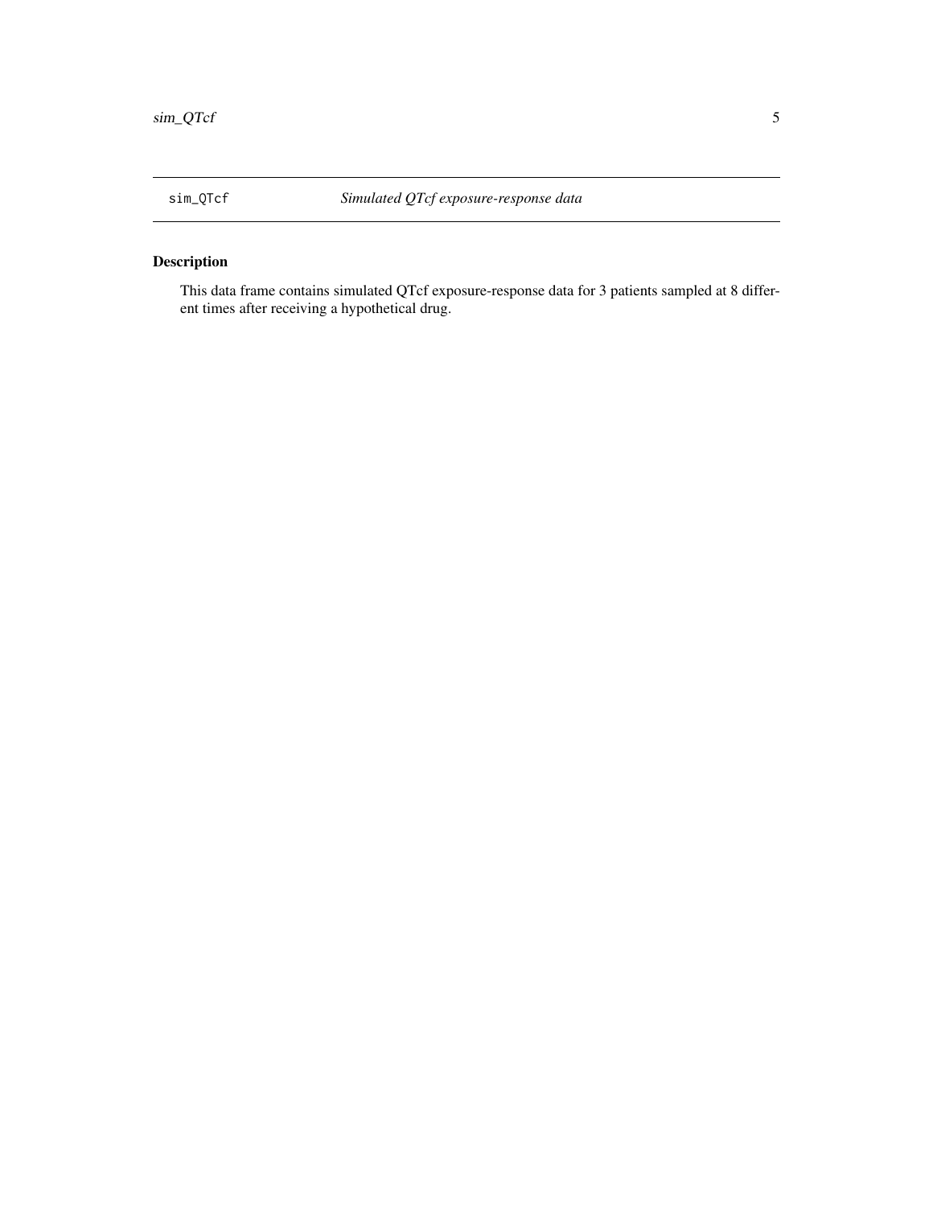# sim_QTcf — *Simulated QTcf exposure-response data*

## Description

This data frame contains simulated QTcf exposure-response data for 3 patients sampled at 8 different times after receiving a hypothetical drug.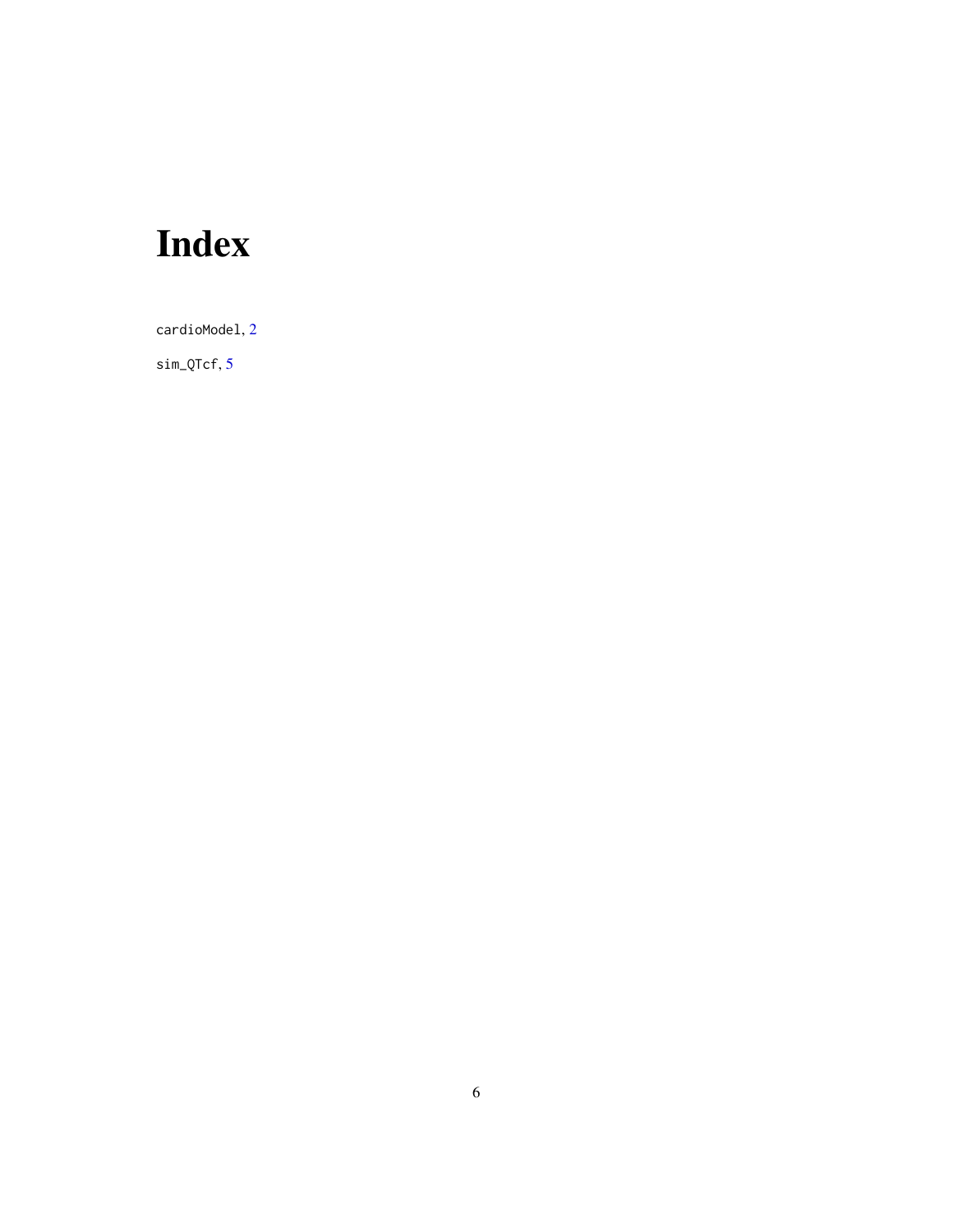# Index

cardioModel, 2

sim_QTcf, 5